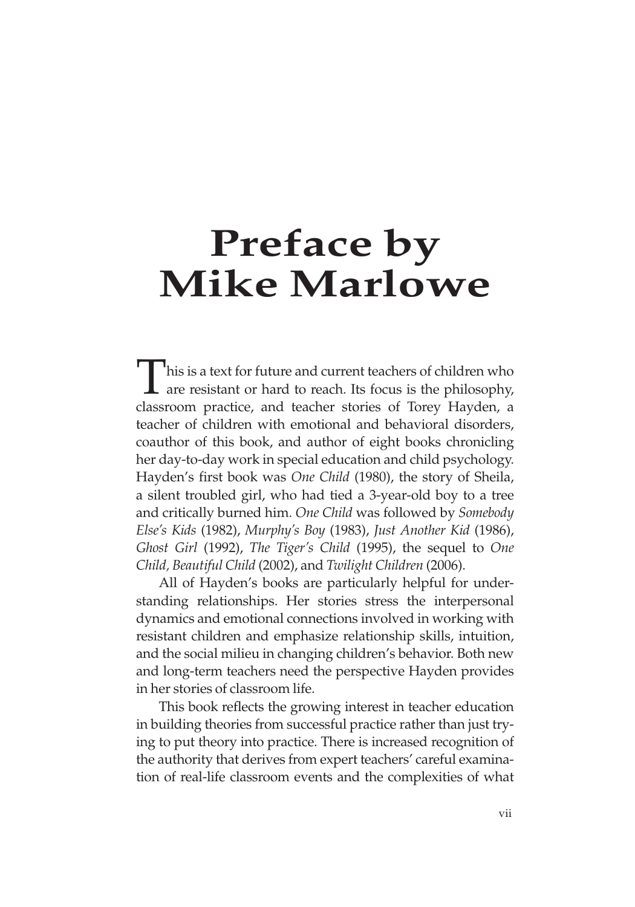# Preface by Mike Marlowe

This is a text for future and current teachers of children who are resistant or hard to reach. Its focus is the philosophy, classroom practice, and teacher stories of Torey Hayden, a teacher of children with emotional and behavioral disorders, coauthor of this book, and author of eight books chronicling her day-to-day work in special education and child psychology. Hayden's first book was *One Child* (1980), the story of Sheila, a silent troubled girl, who had tied a 3-year-old boy to a tree and critically burned him. *One Child* was followed by *Somebody Else's Kids* (1982), *Murphy's Boy* (1983), *Just Another Kid* (1986), *Ghost Girl* (1992), *The Tiger's Child* (1995), the sequel to *One Child, Beautiful Child* (2002), and *Twilight Children* (2006).

All of Hayden's books are particularly helpful for understanding relationships. Her stories stress the interpersonal dynamics and emotional connections involved in working with resistant children and emphasize relationship skills, intuition, and the social milieu in changing children's behavior. Both new and long-term teachers need the perspective Hayden provides in her stories of classroom life.

This book reflects the growing interest in teacher education in building theories from successful practice rather than just trying to put theory into practice. There is increased recognition of the authority that derives from expert teachers' careful examination of real-life classroom events and the complexities of what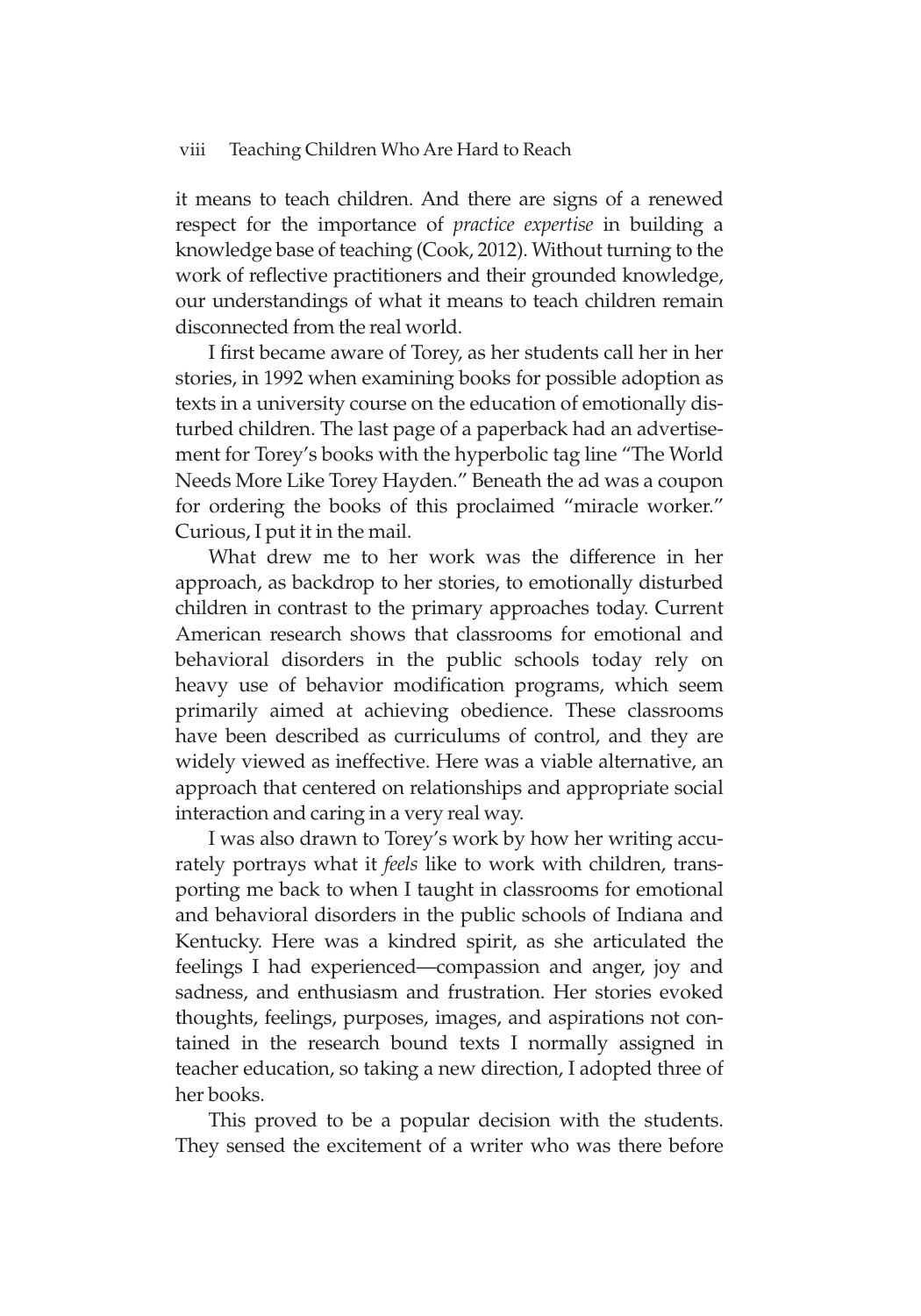it means to teach children. And there are signs of a renewed respect for the importance of *practice expertise* in building a knowledge base of teaching (Cook, 2012). Without turning to the work of reflective practitioners and their grounded knowledge, our understandings of what it means to teach children remain disconnected from the real world.

I first became aware of Torey, as her students call her in her stories, in 1992 when examining books for possible adoption as texts in a university course on the education of emotionally disturbed children. The last page of a paperback had an advertisement for Torey's books with the hyperbolic tag line "The World Needs More Like Torey Hayden." Beneath the ad was a coupon for ordering the books of this proclaimed "miracle worker." Curious, I put it in the mail.

What drew me to her work was the difference in her approach, as backdrop to her stories, to emotionally disturbed children in contrast to the primary approaches today. Current American research shows that classrooms for emotional and behavioral disorders in the public schools today rely on heavy use of behavior modification programs, which seem primarily aimed at achieving obedience. These classrooms have been described as curriculums of control, and they are widely viewed as ineffective. Here was a viable alternative, an approach that centered on relationships and appropriate social interaction and caring in a very real way.

I was also drawn to Torey's work by how her writing accurately portrays what it *feels* like to work with children, transporting me back to when I taught in classrooms for emotional and behavioral disorders in the public schools of Indiana and Kentucky. Here was a kindred spirit, as she articulated the feelings I had experienced—compassion and anger, joy and sadness, and enthusiasm and frustration. Her stories evoked thoughts, feelings, purposes, images, and aspirations not contained in the research bound texts I normally assigned in teacher education, so taking a new direction, I adopted three of her books.

This proved to be a popular decision with the students. They sensed the excitement of a writer who was there before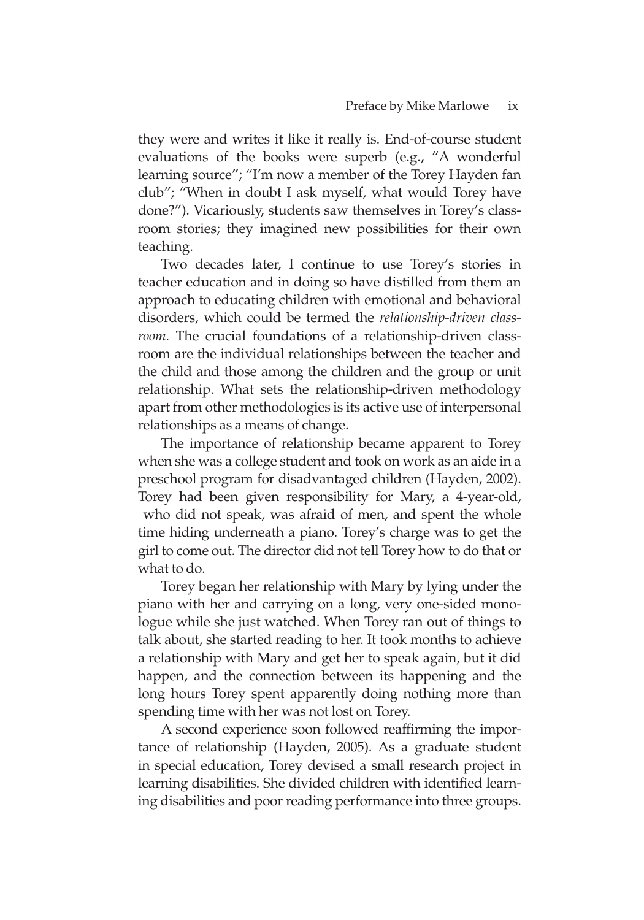they were and writes it like it really is. End-of-course student evaluations of the books were superb (e.g., "A wonderful learning source"; "I'm now a member of the Torey Hayden fan club"; "When in doubt I ask myself, what would Torey have done?"). Vicariously, students saw themselves in Torey's classroom stories; they imagined new possibilities for their own teaching.

Two decades later, I continue to use Torey's stories in teacher education and in doing so have distilled from them an approach to educating children with emotional and behavioral disorders, which could be termed the *relationship-driven classroom.* The crucial foundations of a relationship-driven classroom are the individual relationships between the teacher and the child and those among the children and the group or unit relationship. What sets the relationship-driven methodology apart from other methodologies is its active use of interpersonal relationships as a means of change.

The importance of relationship became apparent to Torey when she was a college student and took on work as an aide in a preschool program for disadvantaged children (Hayden, 2002). Torey had been given responsibility for Mary, a 4-year-old, who did not speak, was afraid of men, and spent the whole time hiding underneath a piano. Torey's charge was to get the girl to come out. The director did not tell Torey how to do that or what to do.

Torey began her relationship with Mary by lying under the piano with her and carrying on a long, very one-sided monologue while she just watched. When Torey ran out of things to talk about, she started reading to her. It took months to achieve a relationship with Mary and get her to speak again, but it did happen, and the connection between its happening and the long hours Torey spent apparently doing nothing more than spending time with her was not lost on Torey.

A second experience soon followed reaffirming the importance of relationship (Hayden, 2005). As a graduate student in special education, Torey devised a small research project in learning disabilities. She divided children with identified learning disabilities and poor reading performance into three groups.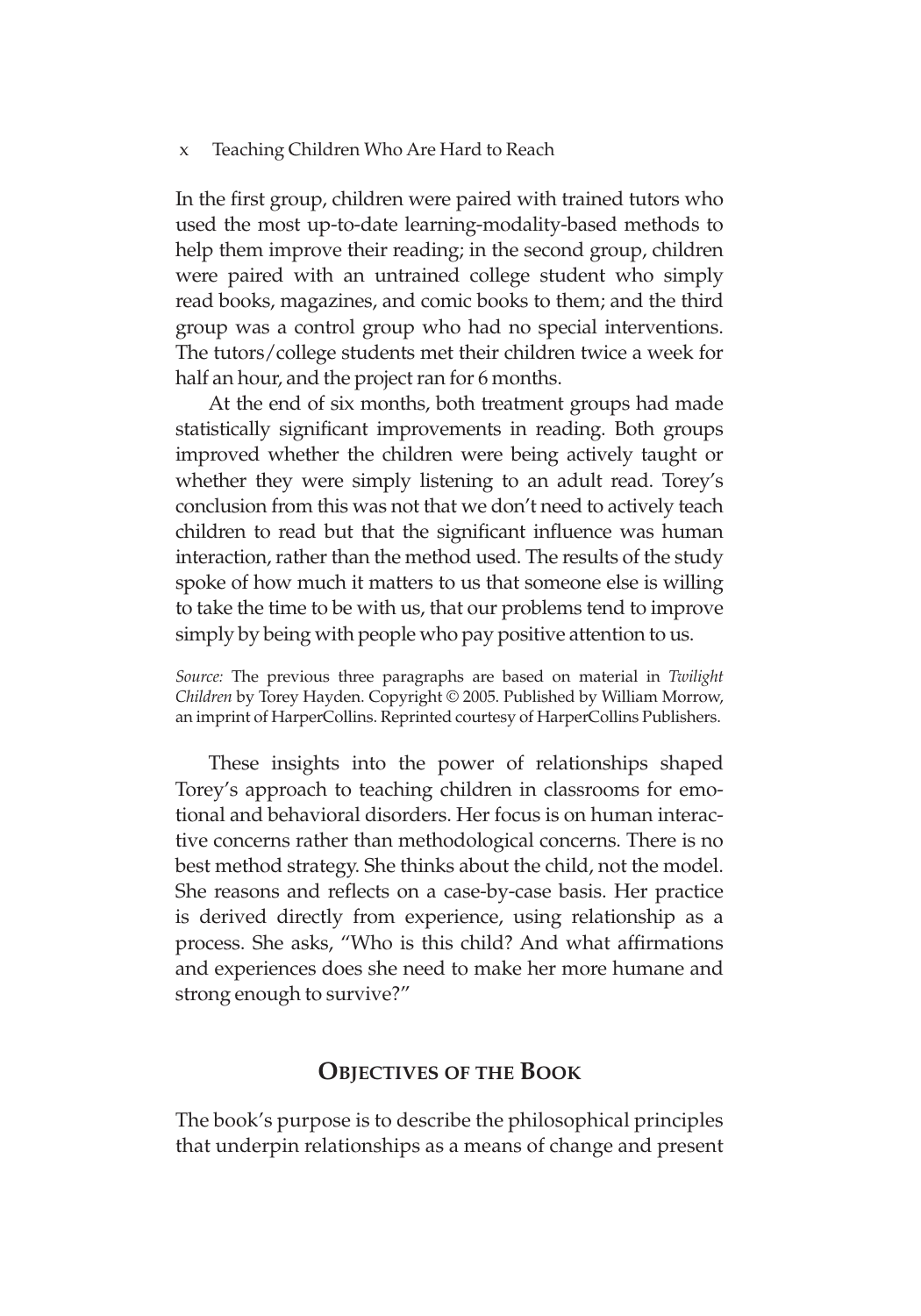In the first group, children were paired with trained tutors who used the most up-to-date learning-modality-based methods to help them improve their reading; in the second group, children were paired with an untrained college student who simply read books, magazines, and comic books to them; and the third group was a control group who had no special interventions. The tutors/college students met their children twice a week for half an hour, and the project ran for 6 months.

At the end of six months, both treatment groups had made statistically significant improvements in reading. Both groups improved whether the children were being actively taught or whether they were simply listening to an adult read. Torey's conclusion from this was not that we don't need to actively teach children to read but that the significant influence was human interaction, rather than the method used. The results of the study spoke of how much it matters to us that someone else is willing to take the time to be with us, that our problems tend to improve simply by being with people who pay positive attention to us.

*Source:* The previous three paragraphs are based on material in *Twilight Children* by Torey Hayden. Copyright © 2005. Published by William Morrow, an imprint of HarperCollins. Reprinted courtesy of HarperCollins Publishers.

These insights into the power of relationships shaped Torey's approach to teaching children in classrooms for emotional and behavioral disorders. Her focus is on human interactive concerns rather than methodological concerns. There is no best method strategy. She thinks about the child, not the model. She reasons and reflects on a case-by-case basis. Her practice is derived directly from experience, using relationship as a process. She asks, "Who is this child? And what affirmations and experiences does she need to make her more humane and strong enough to survive?"

## Objectives of the Book

The book's purpose is to describe the philosophical principles that underpin relationships as a means of change and present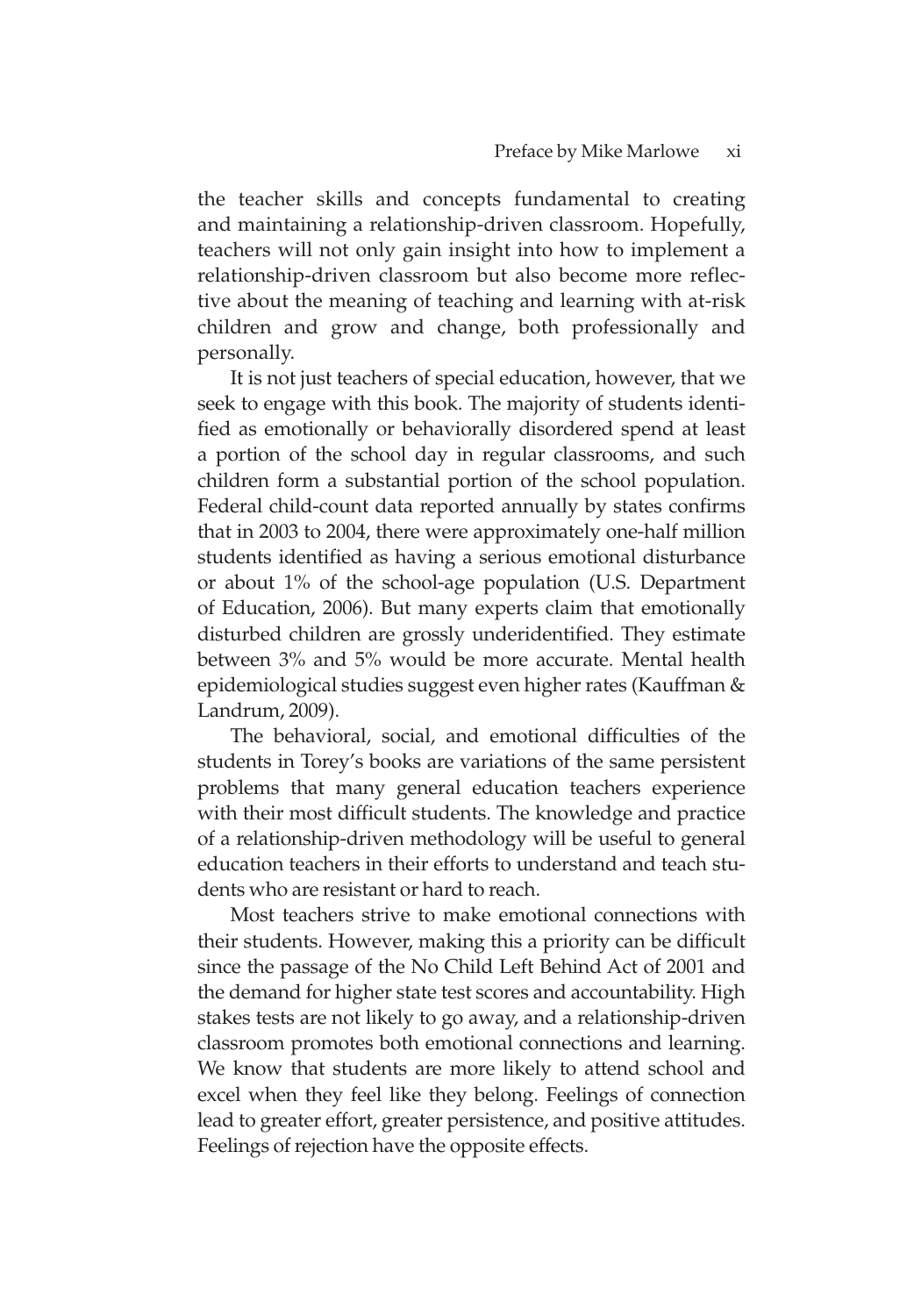the teacher skills and concepts fundamental to creating and maintaining a relationship-driven classroom. Hopefully, teachers will not only gain insight into how to implement a relationship-driven classroom but also become more reflective about the meaning of teaching and learning with at-risk children and grow and change, both professionally and personally.

It is not just teachers of special education, however, that we seek to engage with this book. The majority of students identified as emotionally or behaviorally disordered spend at least a portion of the school day in regular classrooms, and such children form a substantial portion of the school population. Federal child-count data reported annually by states confirms that in 2003 to 2004, there were approximately one-half million students identified as having a serious emotional disturbance or about 1% of the school-age population (U.S. Department of Education, 2006). But many experts claim that emotionally disturbed children are grossly underidentified. They estimate between 3% and 5% would be more accurate. Mental health epidemiological studies suggest even higher rates (Kauffman & Landrum, 2009).

The behavioral, social, and emotional difficulties of the students in Torey's books are variations of the same persistent problems that many general education teachers experience with their most difficult students. The knowledge and practice of a relationship-driven methodology will be useful to general education teachers in their efforts to understand and teach students who are resistant or hard to reach.

Most teachers strive to make emotional connections with their students. However, making this a priority can be difficult since the passage of the No Child Left Behind Act of 2001 and the demand for higher state test scores and accountability. High stakes tests are not likely to go away, and a relationship-driven classroom promotes both emotional connections and learning. We know that students are more likely to attend school and excel when they feel like they belong. Feelings of connection lead to greater effort, greater persistence, and positive attitudes. Feelings of rejection have the opposite effects.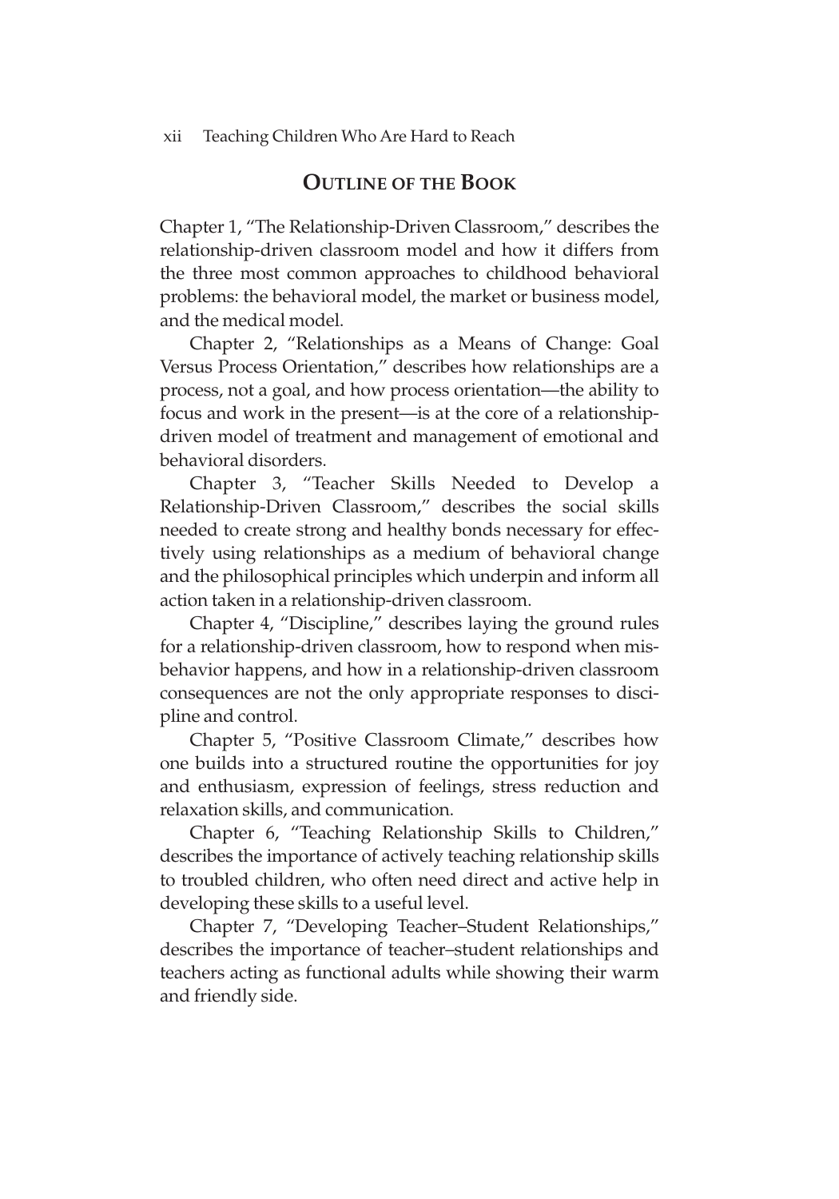## Outline of the Book

Chapter 1, "The Relationship-Driven Classroom," describes the relationship-driven classroom model and how it differs from the three most common approaches to childhood behavioral problems: the behavioral model, the market or business model, and the medical model.

Chapter 2, "Relationships as a Means of Change: Goal Versus Process Orientation," describes how relationships are a process, not a goal, and how process orientation—the ability to focus and work in the present—is at the core of a relationship-driven model of treatment and management of emotional and behavioral disorders.

Chapter 3, "Teacher Skills Needed to Develop a Relationship-Driven Classroom," describes the social skills needed to create strong and healthy bonds necessary for effectively using relationships as a medium of behavioral change and the philosophical principles which underpin and inform all action taken in a relationship-driven classroom.

Chapter 4, "Discipline," describes laying the ground rules for a relationship-driven classroom, how to respond when misbehavior happens, and how in a relationship-driven classroom consequences are not the only appropriate responses to discipline and control.

Chapter 5, "Positive Classroom Climate," describes how one builds into a structured routine the opportunities for joy and enthusiasm, expression of feelings, stress reduction and relaxation skills, and communication.

Chapter 6, "Teaching Relationship Skills to Children," describes the importance of actively teaching relationship skills to troubled children, who often need direct and active help in developing these skills to a useful level.

Chapter 7, "Developing Teacher–Student Relationships," describes the importance of teacher–student relationships and teachers acting as functional adults while showing their warm and friendly side.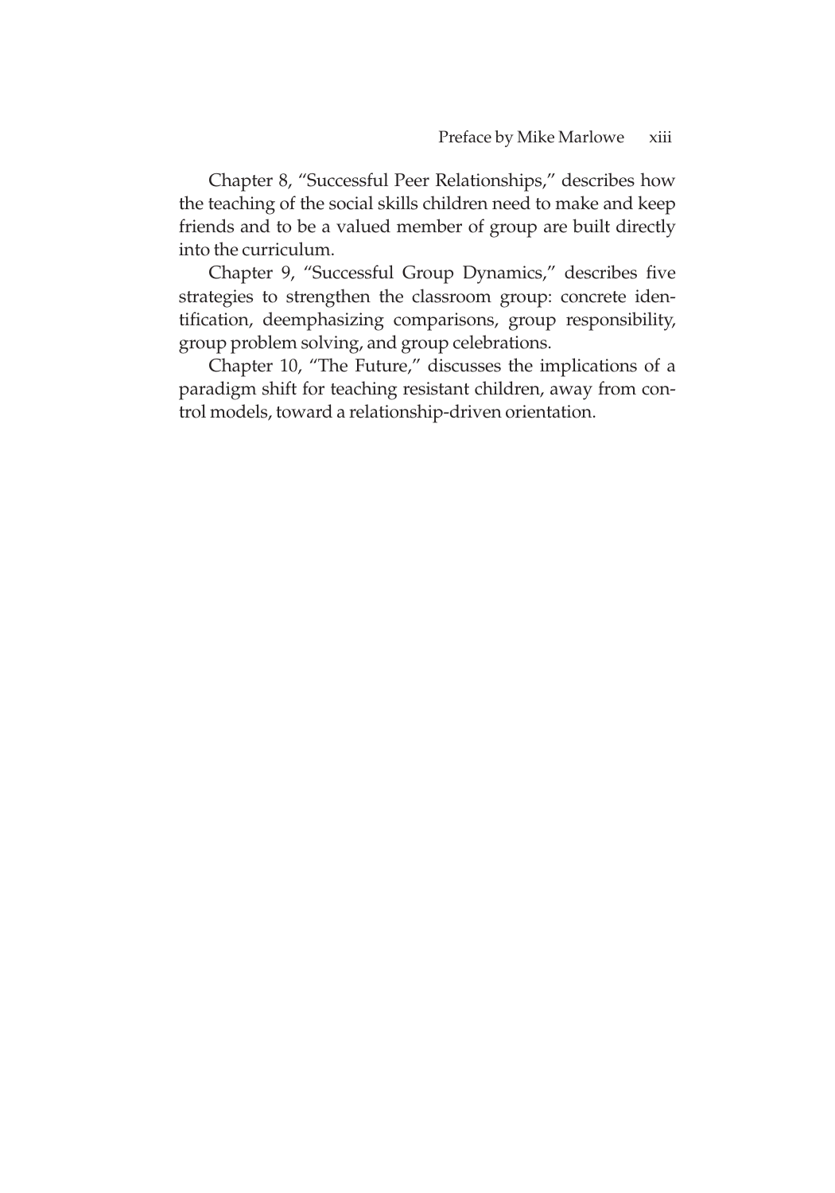Chapter 8, "Successful Peer Relationships," describes how the teaching of the social skills children need to make and keep friends and to be a valued member of group are built directly into the curriculum.

Chapter 9, "Successful Group Dynamics," describes five strategies to strengthen the classroom group: concrete identification, deemphasizing comparisons, group responsibility, group problem solving, and group celebrations.

Chapter 10, "The Future," discusses the implications of a paradigm shift for teaching resistant children, away from control models, toward a relationship-driven orientation.